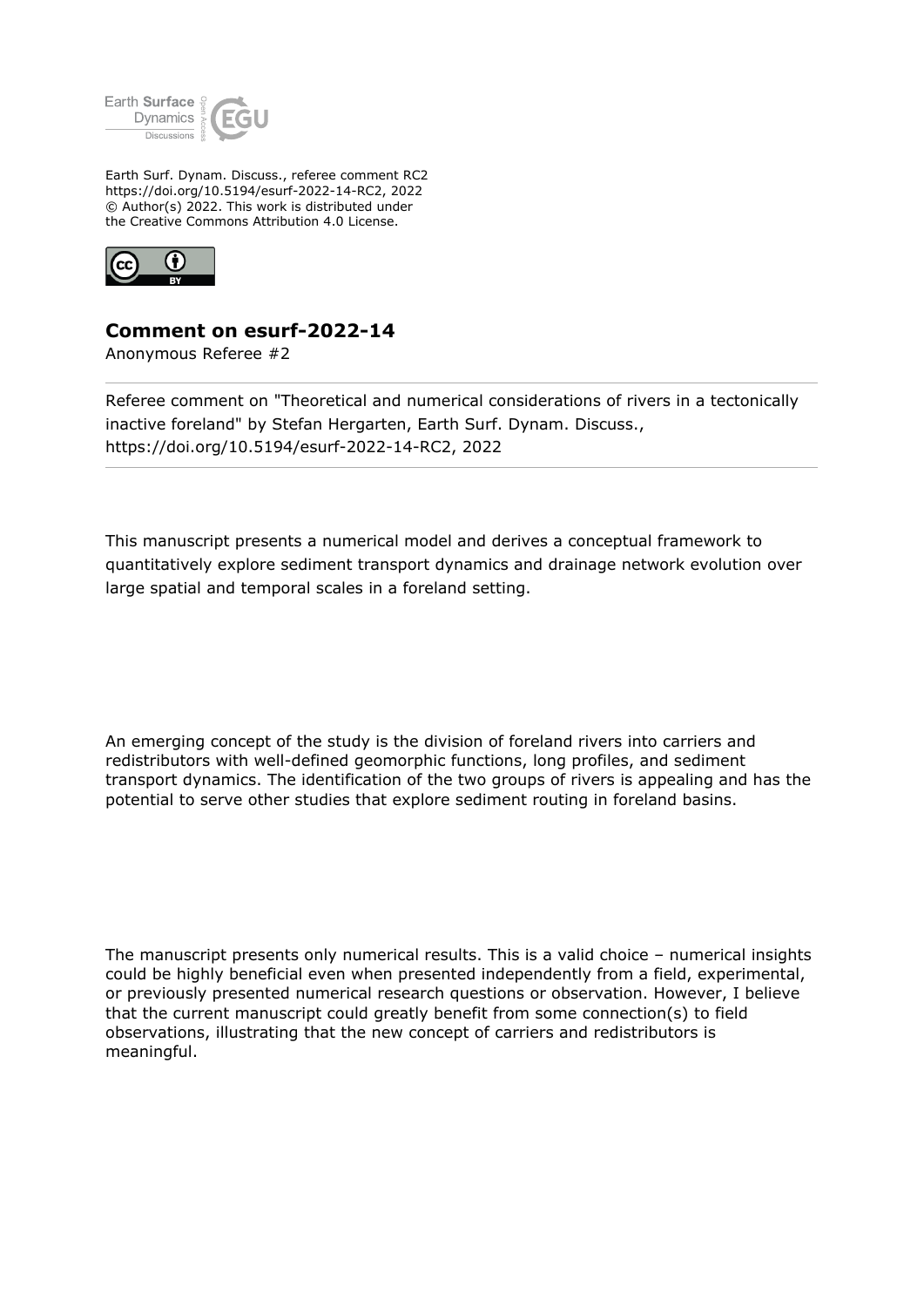Earth Surf. Dynam. Discuss., referee comment RC2
https://doi.org/10.5194/esurf-2022-14-RC2, 2022
© Author(s) 2022. This work is distributed under
the Creative Commons Attribution 4.0 License.

## Comment on esurf-2022-14

Anonymous Referee #2

Referee comment on "Theoretical and numerical considerations of rivers in a tectonically inactive foreland" by Stefan Hergarten, Earth Surf. Dynam. Discuss., https://doi.org/10.5194/esurf-2022-14-RC2, 2022

This manuscript presents a numerical model and derives a conceptual framework to quantitatively explore sediment transport dynamics and drainage network evolution over large spatial and temporal scales in a foreland setting.

An emerging concept of the study is the division of foreland rivers into carriers and redistributors with well-defined geomorphic functions, long profiles, and sediment transport dynamics. The identification of the two groups of rivers is appealing and has the potential to serve other studies that explore sediment routing in foreland basins.

The manuscript presents only numerical results. This is a valid choice – numerical insights could be highly beneficial even when presented independently from a field, experimental, or previously presented numerical research questions or observation. However, I believe that the current manuscript could greatly benefit from some connection(s) to field observations, illustrating that the new concept of carriers and redistributors is meaningful.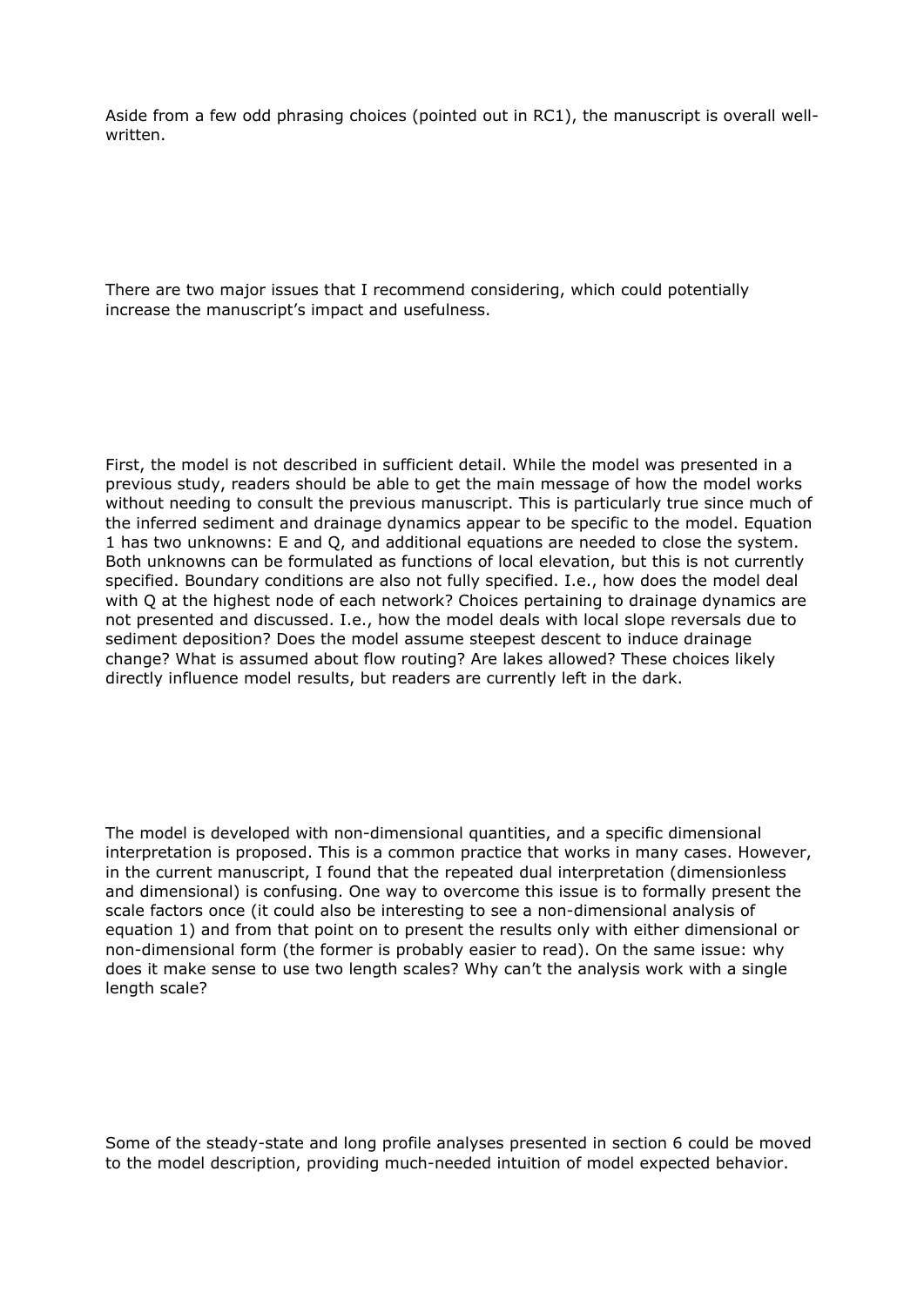Aside from a few odd phrasing choices (pointed out in RC1), the manuscript is overall well-written.

There are two major issues that I recommend considering, which could potentially increase the manuscript's impact and usefulness.

First, the model is not described in sufficient detail. While the model was presented in a previous study, readers should be able to get the main message of how the model works without needing to consult the previous manuscript. This is particularly true since much of the inferred sediment and drainage dynamics appear to be specific to the model. Equation 1 has two unknowns: E and Q, and additional equations are needed to close the system. Both unknowns can be formulated as functions of local elevation, but this is not currently specified. Boundary conditions are also not fully specified. I.e., how does the model deal with Q at the highest node of each network? Choices pertaining to drainage dynamics are not presented and discussed. I.e., how the model deals with local slope reversals due to sediment deposition? Does the model assume steepest descent to induce drainage change? What is assumed about flow routing? Are lakes allowed? These choices likely directly influence model results, but readers are currently left in the dark.

The model is developed with non-dimensional quantities, and a specific dimensional interpretation is proposed. This is a common practice that works in many cases. However, in the current manuscript, I found that the repeated dual interpretation (dimensionless and dimensional) is confusing. One way to overcome this issue is to formally present the scale factors once (it could also be interesting to see a non-dimensional analysis of equation 1) and from that point on to present the results only with either dimensional or non-dimensional form (the former is probably easier to read). On the same issue: why does it make sense to use two length scales? Why can't the analysis work with a single length scale?

Some of the steady-state and long profile analyses presented in section 6 could be moved to the model description, providing much-needed intuition of model expected behavior.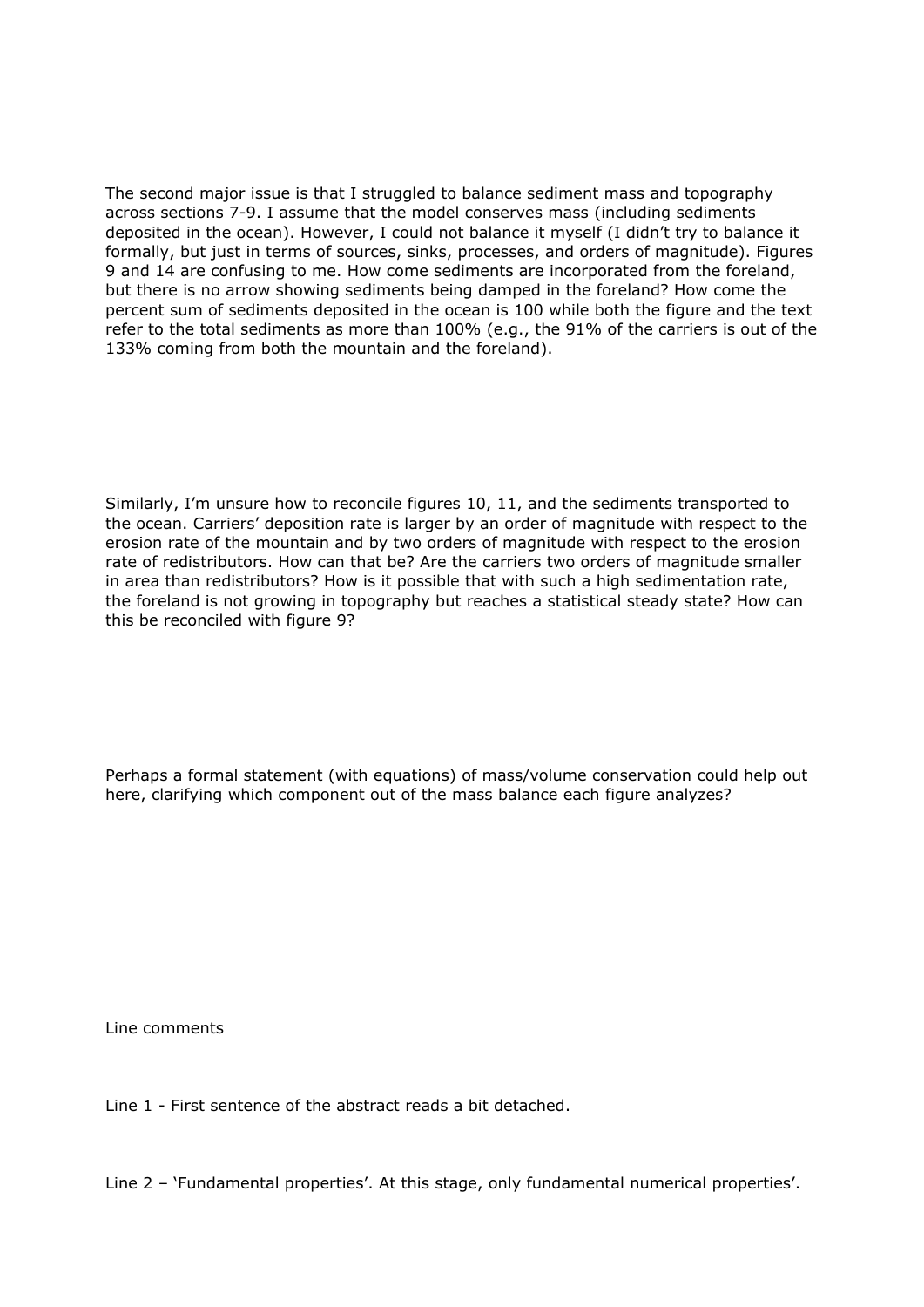The second major issue is that I struggled to balance sediment mass and topography across sections 7-9. I assume that the model conserves mass (including sediments deposited in the ocean). However, I could not balance it myself (I didn't try to balance it formally, but just in terms of sources, sinks, processes, and orders of magnitude). Figures 9 and 14 are confusing to me. How come sediments are incorporated from the foreland, but there is no arrow showing sediments being damped in the foreland? How come the percent sum of sediments deposited in the ocean is 100 while both the figure and the text refer to the total sediments as more than 100% (e.g., the 91% of the carriers is out of the 133% coming from both the mountain and the foreland).

Similarly, I'm unsure how to reconcile figures 10, 11, and the sediments transported to the ocean. Carriers' deposition rate is larger by an order of magnitude with respect to the erosion rate of the mountain and by two orders of magnitude with respect to the erosion rate of redistributors. How can that be? Are the carriers two orders of magnitude smaller in area than redistributors? How is it possible that with such a high sedimentation rate, the foreland is not growing in topography but reaches a statistical steady state? How can this be reconciled with figure 9?

Perhaps a formal statement (with equations) of mass/volume conservation could help out here, clarifying which component out of the mass balance each figure analyzes?

Line comments

Line 1 - First sentence of the abstract reads a bit detached.

Line 2 – 'Fundamental properties'. At this stage, only fundamental numerical properties'.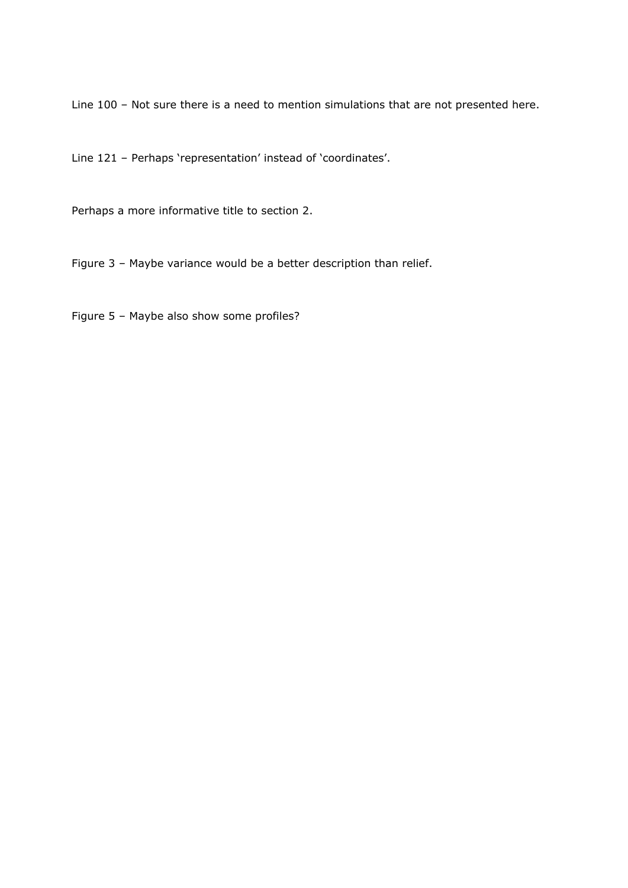Line 100 – Not sure there is a need to mention simulations that are not presented here.

Line 121 – Perhaps 'representation' instead of 'coordinates'.

Perhaps a more informative title to section 2.

Figure 3 – Maybe variance would be a better description than relief.

Figure 5 – Maybe also show some profiles?